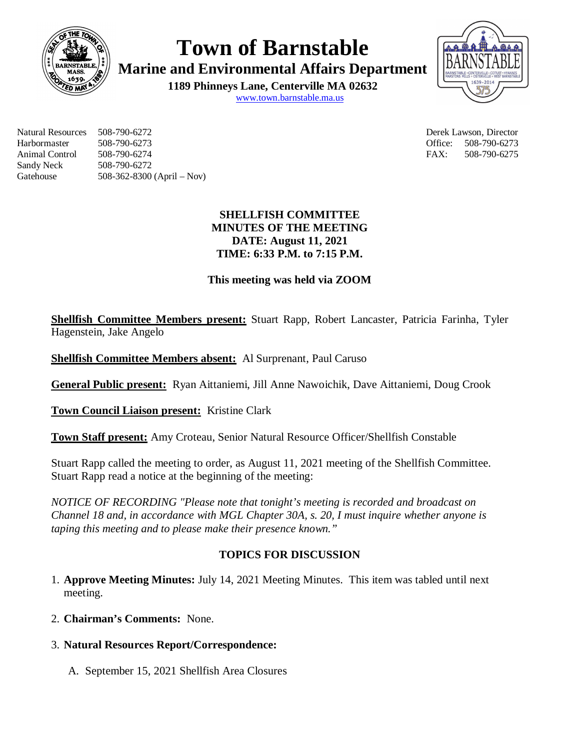# Town of Barnstable

## Marine and Environmental Affairs Department

**1189 Phinneys Lane, Centerville MA 02632**
www.town.barnstable.ma.us

| | | | |
|---|---|---|---|
| Natural Resources | 508-790-6272 | Derek Lawson, Director | |
| Harbormaster | 508-790-6273 | Office: | 508-790-6273 |
| Animal Control | 508-790-6274 | FAX: | 508-790-6275 |
| Sandy Neck | 508-790-6272 | | |
| Gatehouse | 508-362-8300 (April – Nov) | | |

**SHELLFISH COMMITTEE**
**MINUTES OF THE MEETING**
**DATE: August 11, 2021**
**TIME: 6:33 P.M. to 7:15 P.M.**

**This meeting was held via ZOOM**

**Shellfish Committee Members present:** Stuart Rapp, Robert Lancaster, Patricia Farinha, Tyler Hagenstein, Jake Angelo

**Shellfish Committee Members absent:** Al Surprenant, Paul Caruso

**General Public present:** Ryan Aittaniemi, Jill Anne Nawoichik, Dave Aittaniemi, Doug Crook

**Town Council Liaison present:** Kristine Clark

**Town Staff present:** Amy Croteau, Senior Natural Resource Officer/Shellfish Constable

Stuart Rapp called the meeting to order, as August 11, 2021 meeting of the Shellfish Committee. Stuart Rapp read a notice at the beginning of the meeting:

*NOTICE OF RECORDING "Please note that tonight's meeting is recorded and broadcast on Channel 18 and, in accordance with MGL Chapter 30A, s. 20, I must inquire whether anyone is taping this meeting and to please make their presence known."*

**TOPICS FOR DISCUSSION**

1. **Approve Meeting Minutes:** July 14, 2021 Meeting Minutes. This item was tabled until next meeting.

2. **Chairman's Comments:** None.

3. **Natural Resources Report/Correspondence:**

   A. September 15, 2021 Shellfish Area Closures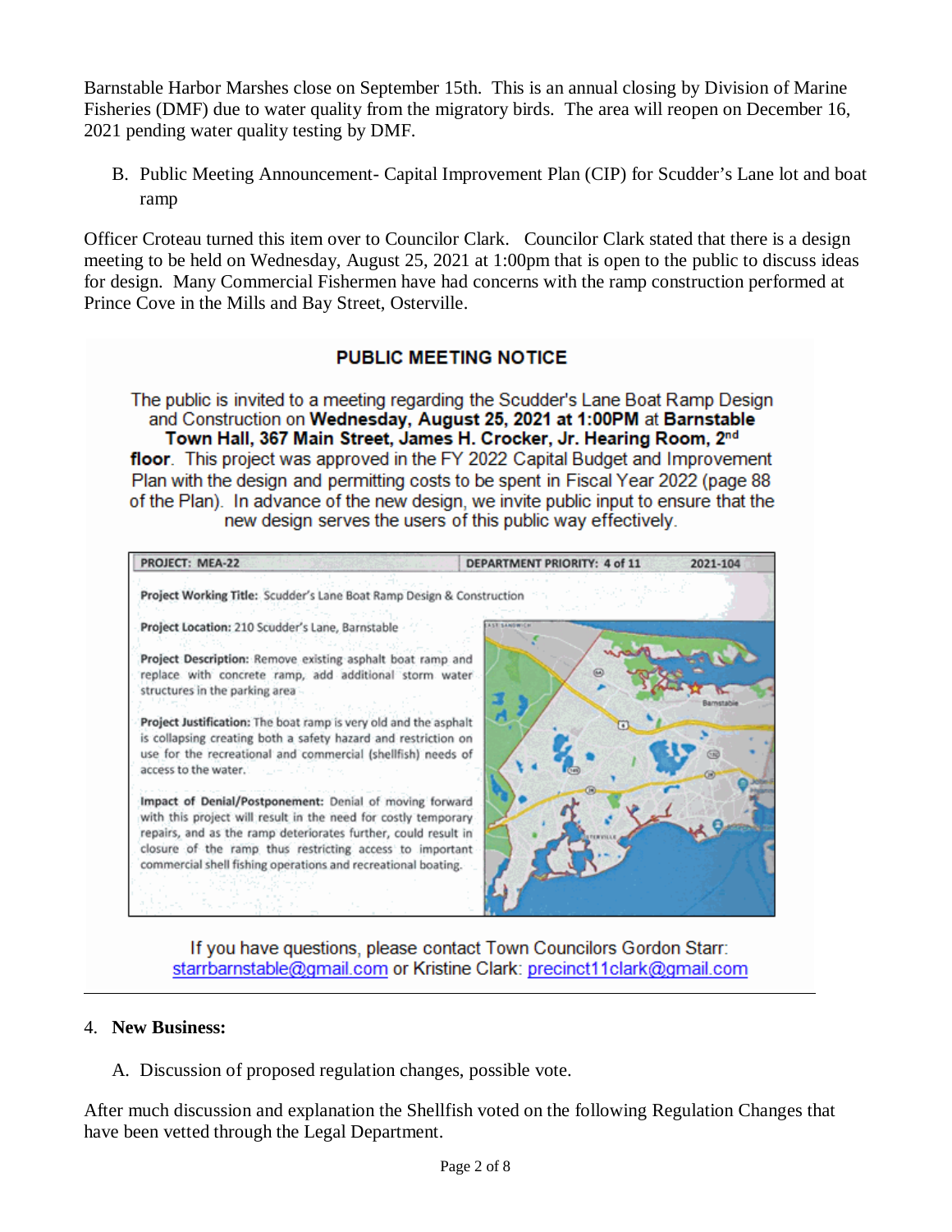Barnstable Harbor Marshes close on September 15th. This is an annual closing by Division of Marine Fisheries (DMF) due to water quality from the migratory birds. The area will reopen on December 16, 2021 pending water quality testing by DMF.

B. Public Meeting Announcement- Capital Improvement Plan (CIP) for Scudder's Lane lot and boat ramp

Officer Croteau turned this item over to Councilor Clark. Councilor Clark stated that there is a design meeting to be held on Wednesday, August 25, 2021 at 1:00pm that is open to the public to discuss ideas for design. Many Commercial Fishermen have had concerns with the ramp construction performed at Prince Cove in the Mills and Bay Street, Osterville.

**PUBLIC MEETING NOTICE**

The public is invited to a meeting regarding the Scudder's Lane Boat Ramp Design and Construction on **Wednesday, August 25, 2021 at 1:00PM** at **Barnstable Town Hall, 367 Main Street, James H. Crocker, Jr. Hearing Room, 2nd floor**. This project was approved in the FY 2022 Capital Budget and Improvement Plan with the design and permitting costs to be spent in Fiscal Year 2022 (page 88 of the Plan). In advance of the new design, we invite public input to ensure that the new design serves the users of this public way effectively.

| PROJECT: MEA-22 | DEPARTMENT PRIORITY: 4 of 11 | 2021-104 |
|---|---|---|

**Project Working Title:** Scudder's Lane Boat Ramp Design & Construction

**Project Location:** 210 Scudder's Lane, Barnstable

**Project Description:** Remove existing asphalt boat ramp and replace with concrete ramp, add additional storm water structures in the parking area

**Project Justification:** The boat ramp is very old and the asphalt is collapsing creating both a safety hazard and restriction on use for the recreational and commercial (shellfish) needs of access to the water.

**Impact of Denial/Postponement:** Denial of moving forward with this project will result in the need for costly temporary repairs, and as the ramp deteriorates further, could result in closure of the ramp thus restricting access to important commercial shell fishing operations and recreational boating.

If you have questions, please contact Town Councilors Gordon Starr: starrbarnstable@gmail.com or Kristine Clark: precinct11clark@gmail.com

4. **New Business:**

A. Discussion of proposed regulation changes, possible vote.

After much discussion and explanation the Shellfish voted on the following Regulation Changes that have been vetted through the Legal Department.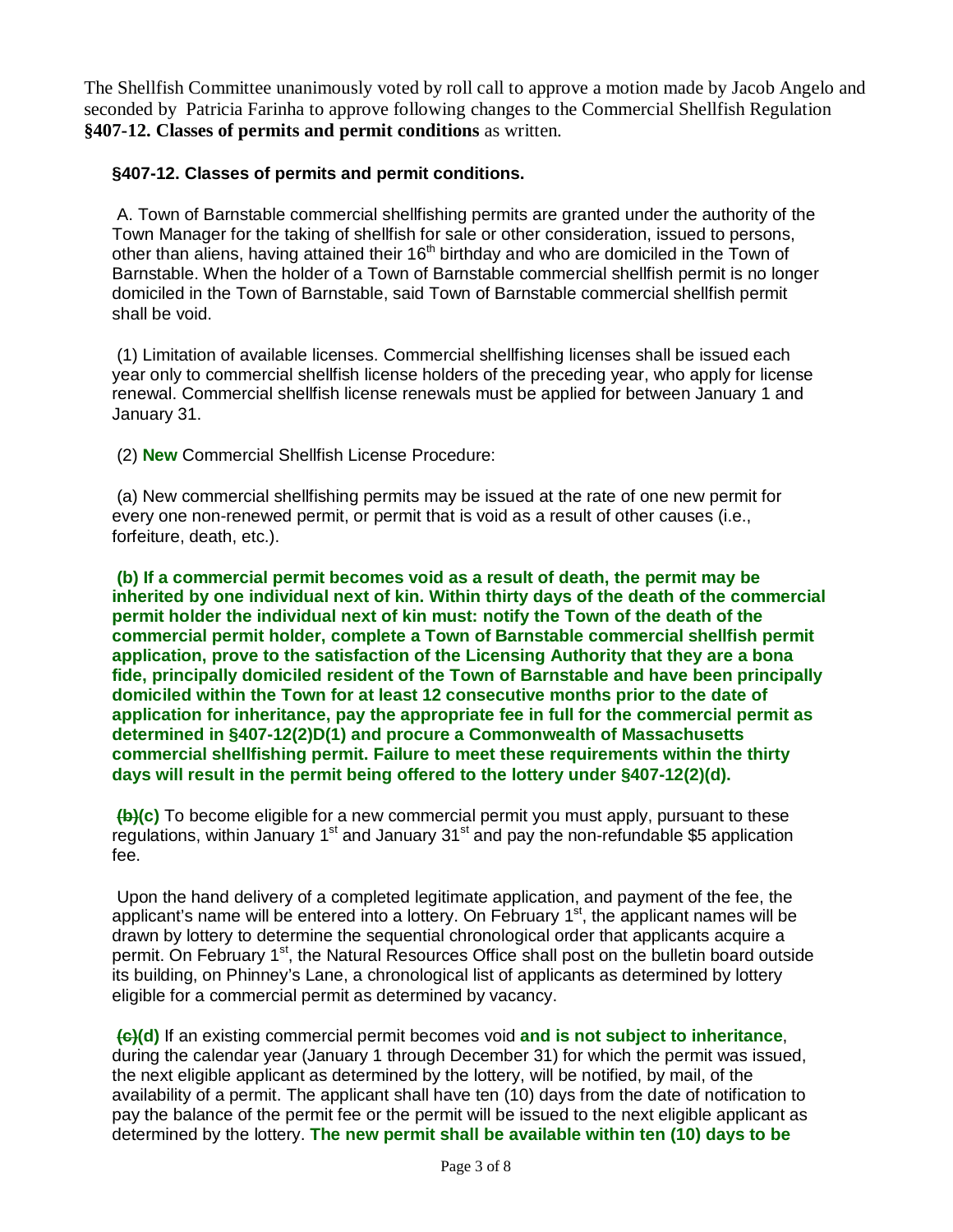The Shellfish Committee unanimously voted by roll call to approve a motion made by Jacob Angelo and seconded by Patricia Farinha to approve following changes to the Commercial Shellfish Regulation **§407-12. Classes of permits and permit conditions** as written.

**§407-12. Classes of permits and permit conditions.**

A. Town of Barnstable commercial shellfishing permits are granted under the authority of the Town Manager for the taking of shellfish for sale or other consideration, issued to persons, other than aliens, having attained their 16th birthday and who are domiciled in the Town of Barnstable. When the holder of a Town of Barnstable commercial shellfish permit is no longer domiciled in the Town of Barnstable, said Town of Barnstable commercial shellfish permit shall be void.

(1) Limitation of available licenses. Commercial shellfishing licenses shall be issued each year only to commercial shellfish license holders of the preceding year, who apply for license renewal. Commercial shellfish license renewals must be applied for between January 1 and January 31.

(2) **New** Commercial Shellfish License Procedure:

(a) New commercial shellfishing permits may be issued at the rate of one new permit for every one non-renewed permit, or permit that is void as a result of other causes (i.e., forfeiture, death, etc.).

**(b) If a commercial permit becomes void as a result of death, the permit may be inherited by one individual next of kin. Within thirty days of the death of the commercial permit holder the individual next of kin must: notify the Town of the death of the commercial permit holder, complete a Town of Barnstable commercial shellfish permit application, prove to the satisfaction of the Licensing Authority that they are a bona fide, principally domiciled resident of the Town of Barnstable and have been principally domiciled within the Town for at least 12 consecutive months prior to the date of application for inheritance, pay the appropriate fee in full for the commercial permit as determined in §407-12(2)D(1) and procure a Commonwealth of Massachusetts commercial shellfishing permit. Failure to meet these requirements within the thirty days will result in the permit being offered to the lottery under §407-12(2)(d).**

~~(b)~~**(c)** To become eligible for a new commercial permit you must apply, pursuant to these regulations, within January 1st and January 31st and pay the non-refundable $5 application fee.

Upon the hand delivery of a completed legitimate application, and payment of the fee, the applicant's name will be entered into a lottery. On February 1st, the applicant names will be drawn by lottery to determine the sequential chronological order that applicants acquire a permit. On February 1st, the Natural Resources Office shall post on the bulletin board outside its building, on Phinney's Lane, a chronological list of applicants as determined by lottery eligible for a commercial permit as determined by vacancy.

~~(c)~~**(d)** If an existing commercial permit becomes void **and is not subject to inheritance**, during the calendar year (January 1 through December 31) for which the permit was issued, the next eligible applicant as determined by the lottery, will be notified, by mail, of the availability of a permit. The applicant shall have ten (10) days from the date of notification to pay the balance of the permit fee or the permit will be issued to the next eligible applicant as determined by the lottery. **The new permit shall be available within ten (10) days to be**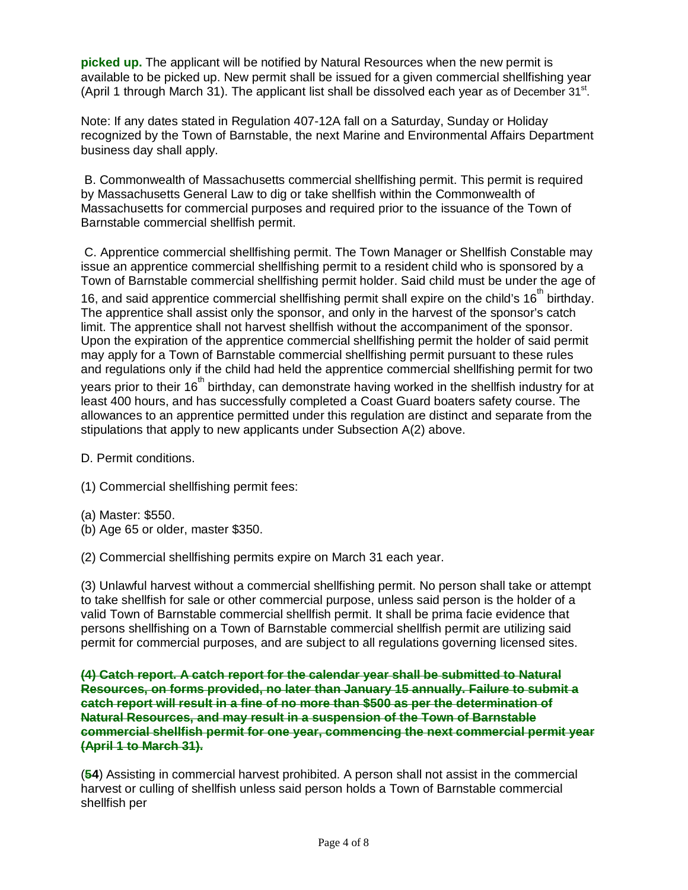**picked up.** The applicant will be notified by Natural Resources when the new permit is available to be picked up. New permit shall be issued for a given commercial shellfishing year (April 1 through March 31). The applicant list shall be dissolved each year as of December 31st.

Note: If any dates stated in Regulation 407-12A fall on a Saturday, Sunday or Holiday recognized by the Town of Barnstable, the next Marine and Environmental Affairs Department business day shall apply.

B. Commonwealth of Massachusetts commercial shellfishing permit. This permit is required by Massachusetts General Law to dig or take shellfish within the Commonwealth of Massachusetts for commercial purposes and required prior to the issuance of the Town of Barnstable commercial shellfish permit.

C. Apprentice commercial shellfishing permit. The Town Manager or Shellfish Constable may issue an apprentice commercial shellfishing permit to a resident child who is sponsored by a Town of Barnstable commercial shellfishing permit holder. Said child must be under the age of 16, and said apprentice commercial shellfishing permit shall expire on the child's 16th birthday. The apprentice shall assist only the sponsor, and only in the harvest of the sponsor's catch limit. The apprentice shall not harvest shellfish without the accompaniment of the sponsor. Upon the expiration of the apprentice commercial shellfishing permit the holder of said permit may apply for a Town of Barnstable commercial shellfishing permit pursuant to these rules and regulations only if the child had held the apprentice commercial shellfishing permit for two years prior to their 16th birthday, can demonstrate having worked in the shellfish industry for at least 400 hours, and has successfully completed a Coast Guard boaters safety course. The allowances to an apprentice permitted under this regulation are distinct and separate from the stipulations that apply to new applicants under Subsection A(2) above.

D. Permit conditions.

(1) Commercial shellfishing permit fees:

(a) Master: $550.
(b) Age 65 or older, master $350.

(2) Commercial shellfishing permits expire on March 31 each year.

(3) Unlawful harvest without a commercial shellfishing permit. No person shall take or attempt to take shellfish for sale or other commercial purpose, unless said person is the holder of a valid Town of Barnstable commercial shellfish permit. It shall be prima facie evidence that persons shellfishing on a Town of Barnstable commercial shellfish permit are utilizing said permit for commercial purposes, and are subject to all regulations governing licensed sites.

~~**(4) Catch report. A catch report for the calendar year shall be submitted to Natural Resources, on forms provided, no later than January 15 annually. Failure to submit a catch report will result in a fine of no more than $500 as per the determination of Natural Resources, and may result in a suspension of the Town of Barnstable commercial shellfish permit for one year, commencing the next commercial permit year (April 1 to March 31).**~~

(~~**5**~~**4**) Assisting in commercial harvest prohibited. A person shall not assist in the commercial harvest or culling of shellfish unless said person holds a Town of Barnstable commercial shellfish per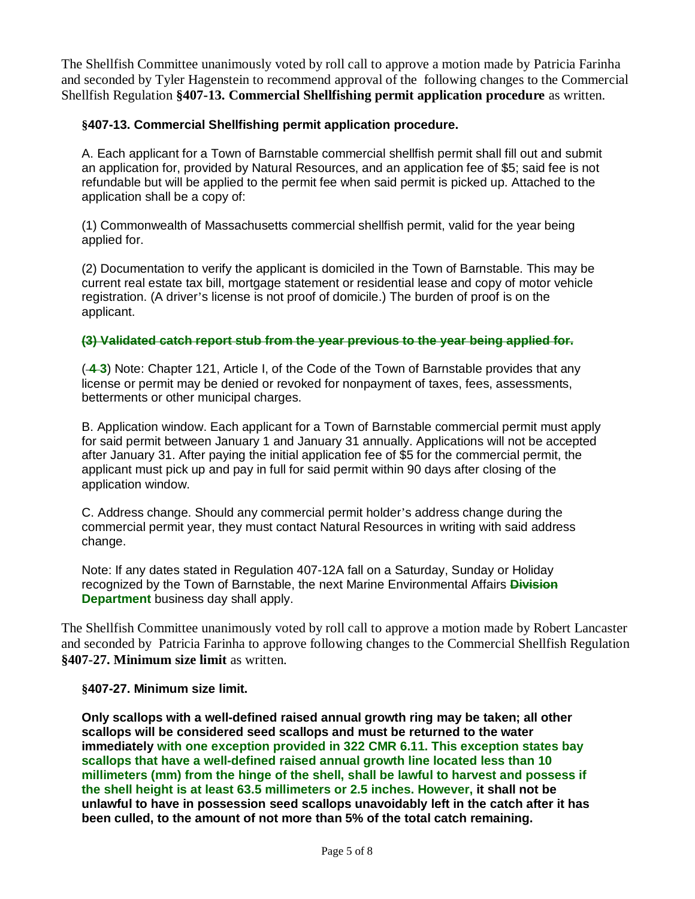The Shellfish Committee unanimously voted by roll call to approve a motion made by Patricia Farinha and seconded by Tyler Hagenstein to recommend approval of the following changes to the Commercial Shellfish Regulation **§407-13. Commercial Shellfishing permit application procedure** as written.

**§407-13. Commercial Shellfishing permit application procedure.**

A. Each applicant for a Town of Barnstable commercial shellfish permit shall fill out and submit an application for, provided by Natural Resources, and an application fee of $5; said fee is not refundable but will be applied to the permit fee when said permit is picked up. Attached to the application shall be a copy of:

(1) Commonwealth of Massachusetts commercial shellfish permit, valid for the year being applied for.

(2) Documentation to verify the applicant is domiciled in the Town of Barnstable. This may be current real estate tax bill, mortgage statement or residential lease and copy of motor vehicle registration. (A driver's license is not proof of domicile.) The burden of proof is on the applicant.

~~**(3) Validated catch report stub from the year previous to the year being applied for.**~~

(~~**4**~~ **3**) Note: Chapter 121, Article I, of the Code of the Town of Barnstable provides that any license or permit may be denied or revoked for nonpayment of taxes, fees, assessments, betterments or other municipal charges.

B. Application window. Each applicant for a Town of Barnstable commercial permit must apply for said permit between January 1 and January 31 annually. Applications will not be accepted after January 31. After paying the initial application fee of $5 for the commercial permit, the applicant must pick up and pay in full for said permit within 90 days after closing of the application window.

C. Address change. Should any commercial permit holder's address change during the commercial permit year, they must contact Natural Resources in writing with said address change.

Note: If any dates stated in Regulation 407-12A fall on a Saturday, Sunday or Holiday recognized by the Town of Barnstable, the next Marine Environmental Affairs ~~**Division**~~ **Department** business day shall apply.

The Shellfish Committee unanimously voted by roll call to approve a motion made by Robert Lancaster and seconded by Patricia Farinha to approve following changes to the Commercial Shellfish Regulation **§407-27. Minimum size limit** as written.

**§407-27. Minimum size limit.**

**Only scallops with a well-defined raised annual growth ring may be taken; all other scallops will be considered seed scallops and must be returned to the water immediately with one exception provided in 322 CMR 6.11. This exception states bay scallops that have a well-defined raised annual growth line located less than 10 millimeters (mm) from the hinge of the shell, shall be lawful to harvest and possess if the shell height is at least 63.5 millimeters or 2.5 inches. However, it shall not be unlawful to have in possession seed scallops unavoidably left in the catch after it has been culled, to the amount of not more than 5% of the total catch remaining.**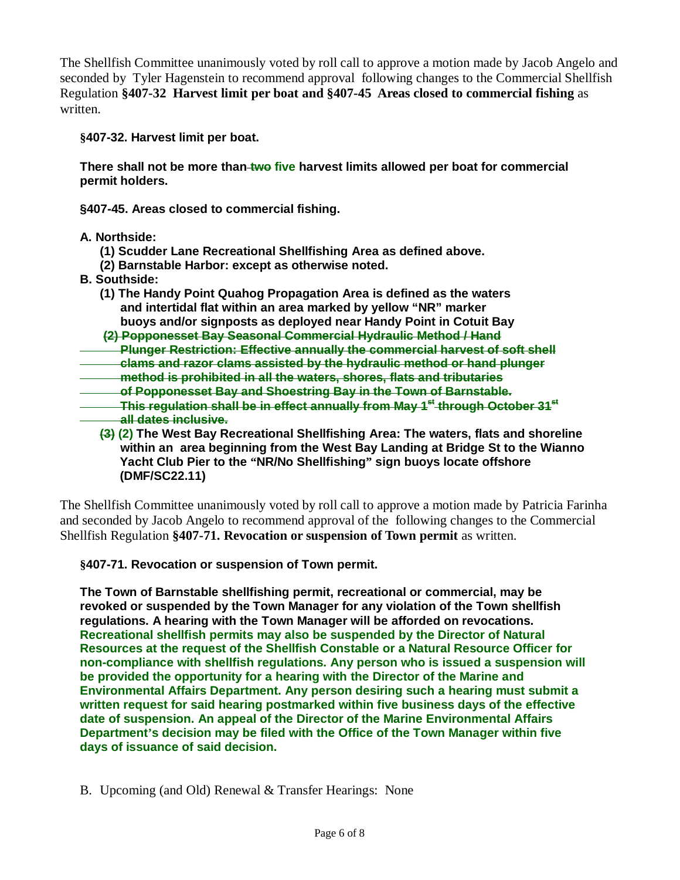The Shellfish Committee unanimously voted by roll call to approve a motion made by Jacob Angelo and seconded by Tyler Hagenstein to recommend approval following changes to the Commercial Shellfish Regulation **§407-32 Harvest limit per boat and §407-45 Areas closed to commercial fishing** as written.

**§407-32. Harvest limit per boat.**

**There shall not be more than ~~two~~ five harvest limits allowed per boat for commercial permit holders.**

**§407-45. Areas closed to commercial fishing.**

**A. Northside:**

**(1) Scudder Lane Recreational Shellfishing Area as defined above.**

**(2) Barnstable Harbor: except as otherwise noted.**

**B. Southside:**

**(1) The Handy Point Quahog Propagation Area is defined as the waters and intertidal flat within an area marked by yellow "NR" marker buoys and/or signposts as deployed near Handy Point in Cotuit Bay**

~~**(2) Popponesset Bay Seasonal Commercial Hydraulic Method / Hand Plunger Restriction: Effective annually the commercial harvest of soft shell clams and razor clams assisted by the hydraulic method or hand plunger method is prohibited in all the waters, shores, flats and tributaries of Popponesset Bay and Shoestring Bay in the Town of Barnstable. This regulation shall be in effect annually from May 1st through October 31st all dates inclusive.**~~

~~**(3)**~~ **(2) The West Bay Recreational Shellfishing Area: The waters, flats and shoreline within an area beginning from the West Bay Landing at Bridge St to the Wianno Yacht Club Pier to the "NR/No Shellfishing" sign buoys locate offshore (DMF/SC22.11)**

The Shellfish Committee unanimously voted by roll call to approve a motion made by Patricia Farinha and seconded by Jacob Angelo to recommend approval of the following changes to the Commercial Shellfish Regulation **§407-71. Revocation or suspension of Town permit** as written.

**§407-71. Revocation or suspension of Town permit.**

**The Town of Barnstable shellfishing permit, recreational or commercial, may be revoked or suspended by the Town Manager for any violation of the Town shellfish regulations. A hearing with the Town Manager will be afforded on revocations. Recreational shellfish permits may also be suspended by the Director of Natural Resources at the request of the Shellfish Constable or a Natural Resource Officer for non-compliance with shellfish regulations. Any person who is issued a suspension will be provided the opportunity for a hearing with the Director of the Marine and Environmental Affairs Department. Any person desiring such a hearing must submit a written request for said hearing postmarked within five business days of the effective date of suspension. An appeal of the Director of the Marine Environmental Affairs Department's decision may be filed with the Office of the Town Manager within five days of issuance of said decision.**

B. Upcoming (and Old) Renewal & Transfer Hearings: None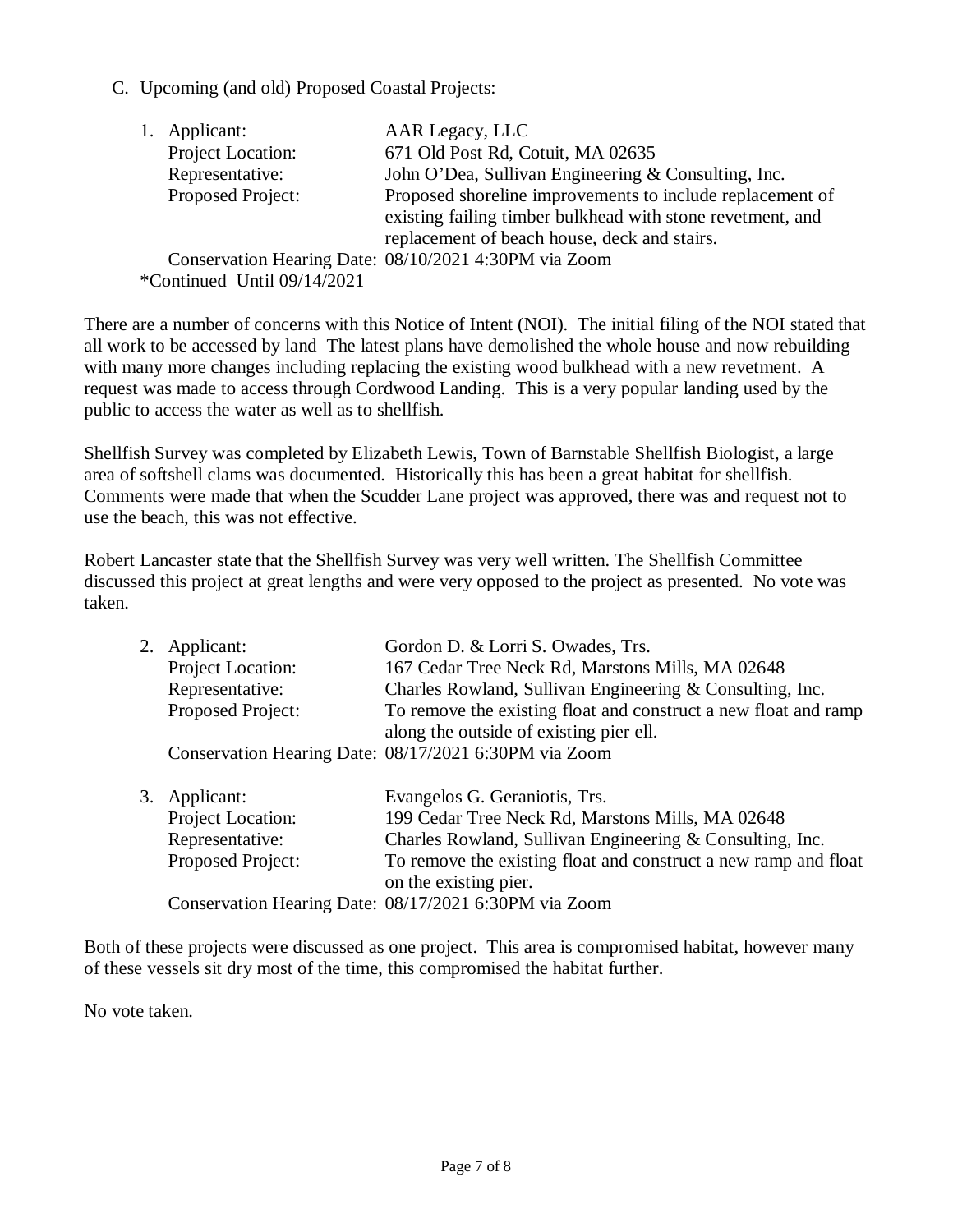C. Upcoming (and old) Proposed Coastal Projects:

1. Applicant: AAR Legacy, LLC
   Project Location: 671 Old Post Rd, Cotuit, MA 02635
   Representative: John O'Dea, Sullivan Engineering & Consulting, Inc.
   Proposed Project: Proposed shoreline improvements to include replacement of existing failing timber bulkhead with stone revetment, and replacement of beach house, deck and stairs.
   Conservation Hearing Date: 08/10/2021 4:30PM via Zoom

*Continued Until 09/14/2021

There are a number of concerns with this Notice of Intent (NOI). The initial filing of the NOI stated that all work to be accessed by land The latest plans have demolished the whole house and now rebuilding with many more changes including replacing the existing wood bulkhead with a new revetment. A request was made to access through Cordwood Landing. This is a very popular landing used by the public to access the water as well as to shellfish.

Shellfish Survey was completed by Elizabeth Lewis, Town of Barnstable Shellfish Biologist, a large area of softshell clams was documented. Historically this has been a great habitat for shellfish. Comments were made that when the Scudder Lane project was approved, there was and request not to use the beach, this was not effective.

Robert Lancaster state that the Shellfish Survey was very well written. The Shellfish Committee discussed this project at great lengths and were very opposed to the project as presented. No vote was taken.

2. Applicant: Gordon D. & Lorri S. Owades, Trs.
   Project Location: 167 Cedar Tree Neck Rd, Marstons Mills, MA 02648
   Representative: Charles Rowland, Sullivan Engineering & Consulting, Inc.
   Proposed Project: To remove the existing float and construct a new float and ramp along the outside of existing pier ell.
   Conservation Hearing Date: 08/17/2021 6:30PM via Zoom

3. Applicant: Evangelos G. Geraniotis, Trs.
   Project Location: 199 Cedar Tree Neck Rd, Marstons Mills, MA 02648
   Representative: Charles Rowland, Sullivan Engineering & Consulting, Inc.
   Proposed Project: To remove the existing float and construct a new ramp and float on the existing pier.
   Conservation Hearing Date: 08/17/2021 6:30PM via Zoom

Both of these projects were discussed as one project. This area is compromised habitat, however many of these vessels sit dry most of the time, this compromised the habitat further.

No vote taken.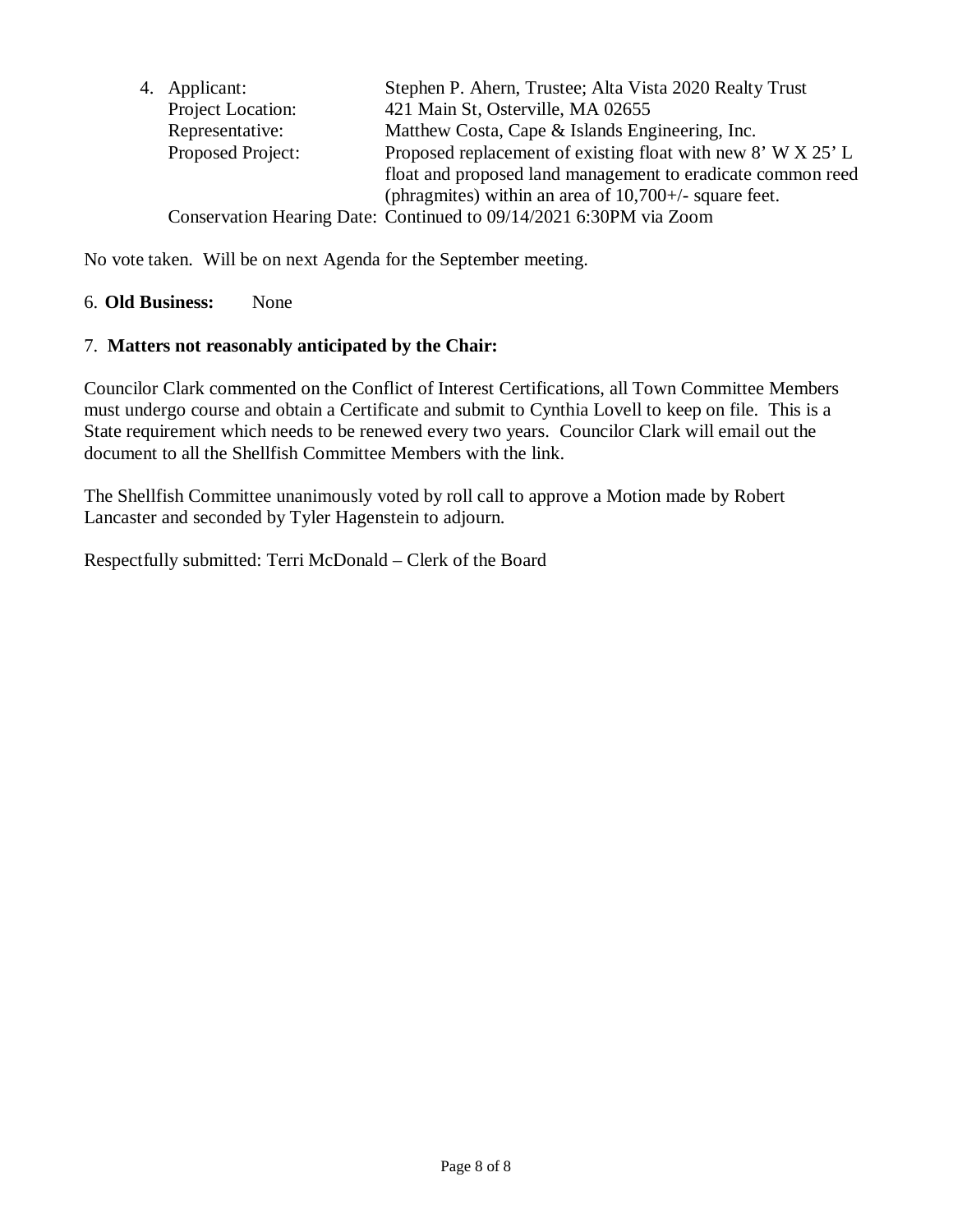4. Applicant: Stephen P. Ahern, Trustee; Alta Vista 2020 Realty Trust
   Project Location: 421 Main St, Osterville, MA 02655
   Representative: Matthew Costa, Cape & Islands Engineering, Inc.
   Proposed Project: Proposed replacement of existing float with new 8' W X 25' L float and proposed land management to eradicate common reed (phragmites) within an area of 10,700+/- square feet.
   Conservation Hearing Date: Continued to 09/14/2021 6:30PM via Zoom

No vote taken. Will be on next Agenda for the September meeting.

6. **Old Business:** None

7. **Matters not reasonably anticipated by the Chair:**

Councilor Clark commented on the Conflict of Interest Certifications, all Town Committee Members must undergo course and obtain a Certificate and submit to Cynthia Lovell to keep on file. This is a State requirement which needs to be renewed every two years. Councilor Clark will email out the document to all the Shellfish Committee Members with the link.

The Shellfish Committee unanimously voted by roll call to approve a Motion made by Robert Lancaster and seconded by Tyler Hagenstein to adjourn.

Respectfully submitted: Terri McDonald – Clerk of the Board